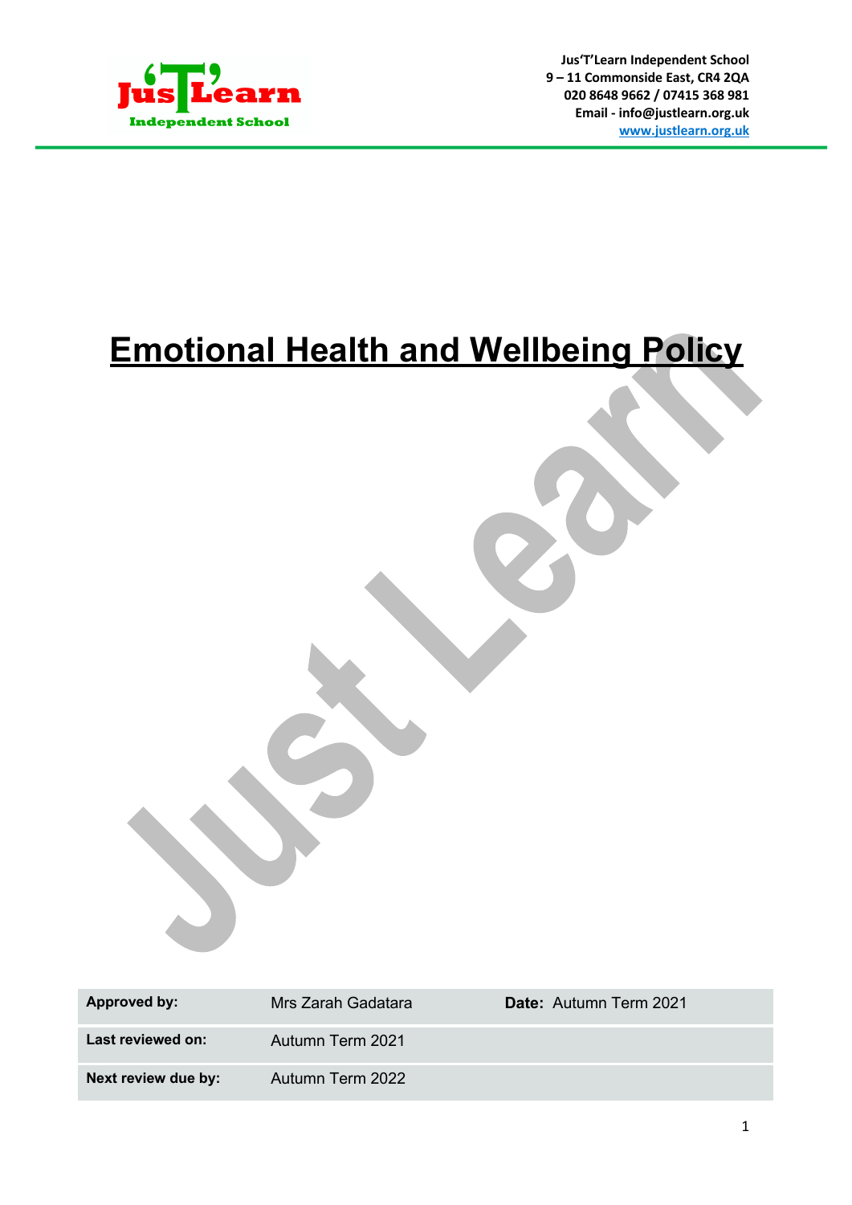Jus'T'Learn Independent School
9 – 11 Commonside East, CR4 2QA
020 8648 9662 / 07415 368 981
Email - info@justlearn.org.uk
www.justlearn.org.uk

# Emotional Health and Wellbeing Policy

| **Approved by:** | Mrs Zarah Gadatara | **Date:** Autumn Term 2021 |
|---|---|---|
| **Last reviewed on:** | Autumn Term 2021 | |
| **Next review due by:** | Autumn Term 2022 | |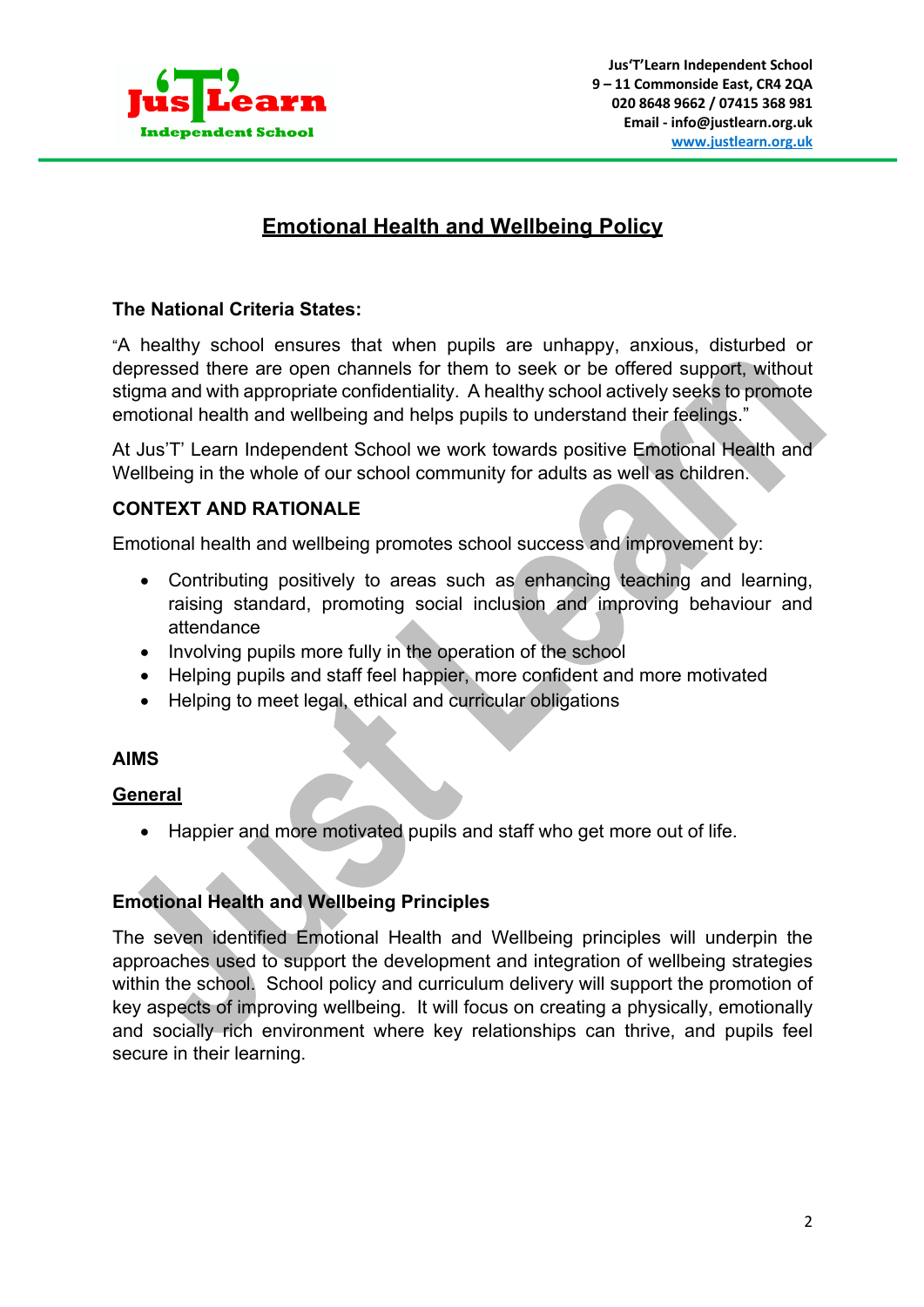# Emotional Health and Wellbeing Policy

**The National Criteria States:**

"A healthy school ensures that when pupils are unhappy, anxious, disturbed or depressed there are open channels for them to seek or be offered support, without stigma and with appropriate confidentiality. A healthy school actively seeks to promote emotional health and wellbeing and helps pupils to understand their feelings."

At Jus'T' Learn Independent School we work towards positive Emotional Health and Wellbeing in the whole of our school community for adults as well as children.

**CONTEXT AND RATIONALE**

Emotional health and wellbeing promotes school success and improvement by:

- Contributing positively to areas such as enhancing teaching and learning, raising standard, promoting social inclusion and improving behaviour and attendance
- Involving pupils more fully in the operation of the school
- Helping pupils and staff feel happier, more confident and more motivated
- Helping to meet legal, ethical and curricular obligations

**AIMS**

**General**

- Happier and more motivated pupils and staff who get more out of life.

**Emotional Health and Wellbeing Principles**

The seven identified Emotional Health and Wellbeing principles will underpin the approaches used to support the development and integration of wellbeing strategies within the school. School policy and curriculum delivery will support the promotion of key aspects of improving wellbeing. It will focus on creating a physically, emotionally and socially rich environment where key relationships can thrive, and pupils feel secure in their learning.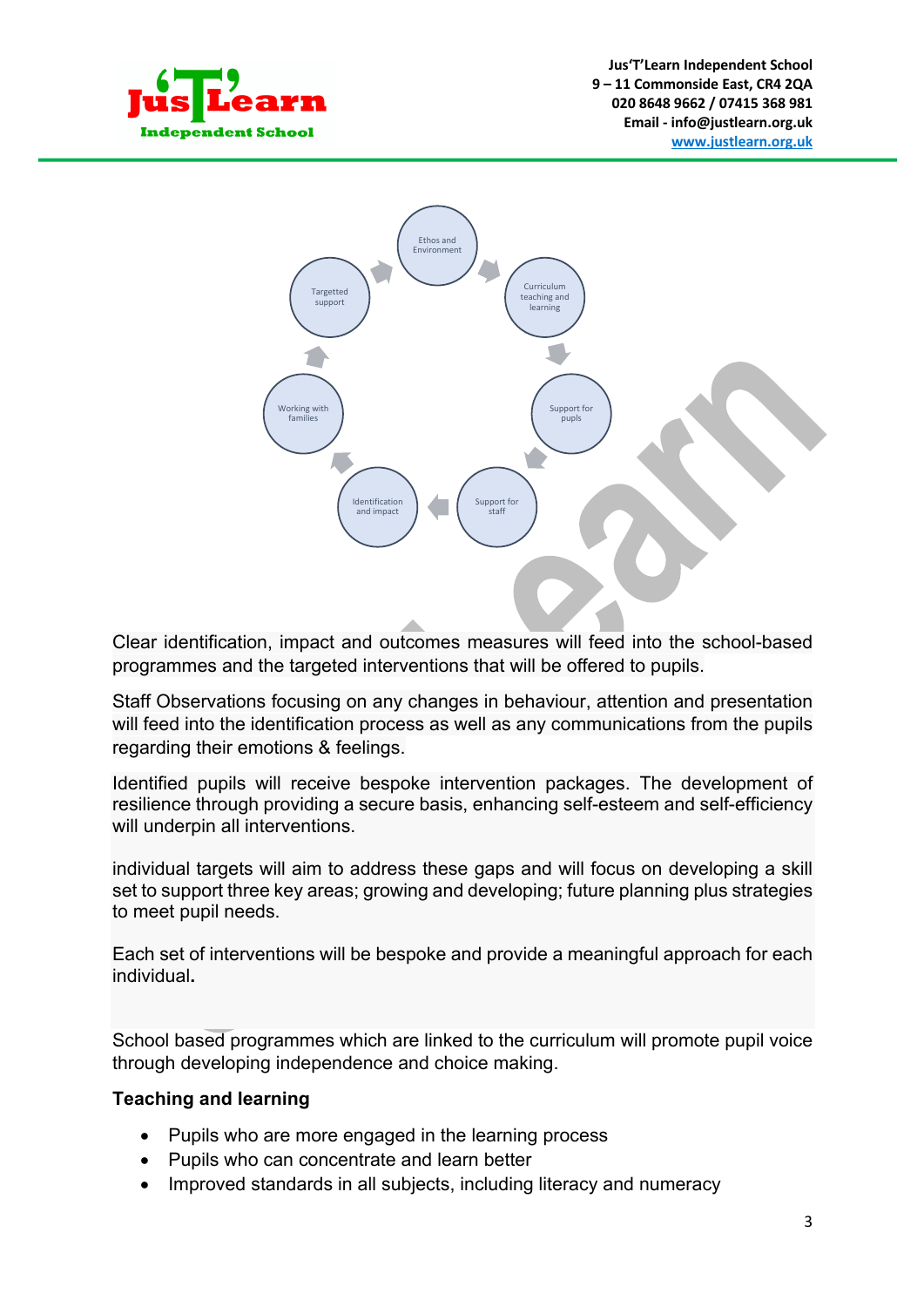Ethos and Environment → Curriculum teaching and learning → Support for pupils → Support for staff → Identification and impact → Working with families → Targetted support

Clear identification, impact and outcomes measures will feed into the school-based programmes and the targeted interventions that will be offered to pupils.

Staff Observations focusing on any changes in behaviour, attention and presentation will feed into the identification process as well as any communications from the pupils regarding their emotions & feelings.

Identified pupils will receive bespoke intervention packages. The development of resilience through providing a secure basis, enhancing self-esteem and self-efficiency will underpin all interventions.

individual targets will aim to address these gaps and will focus on developing a skill set to support three key areas; growing and developing; future planning plus strategies to meet pupil needs.

Each set of interventions will be bespoke and provide a meaningful approach for each individual.

School based programmes which are linked to the curriculum will promote pupil voice through developing independence and choice making.

**Teaching and learning**

- Pupils who are more engaged in the learning process
- Pupils who can concentrate and learn better
- Improved standards in all subjects, including literacy and numeracy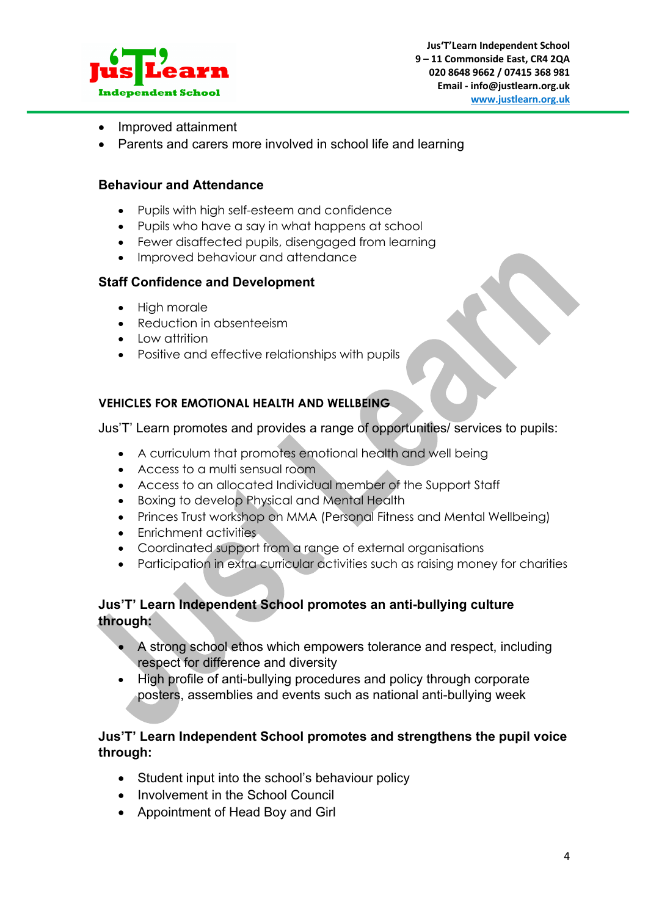- Improved attainment
- Parents and carers more involved in school life and learning

**Behaviour and Attendance**

- Pupils with high self-esteem and confidence
- Pupils who have a say in what happens at school
- Fewer disaffected pupils, disengaged from learning
- Improved behaviour and attendance

**Staff Confidence and Development**

- High morale
- Reduction in absenteeism
- Low attrition
- Positive and effective relationships with pupils

**VEHICLES FOR EMOTIONAL HEALTH AND WELLBEING**

Jus'T' Learn promotes and provides a range of opportunities/ services to pupils:

- A curriculum that promotes emotional health and well being
- Access to a multi sensual room
- Access to an allocated Individual member of the Support Staff
- Boxing to develop Physical and Mental Health
- Princes Trust workshop on MMA (Personal Fitness and Mental Wellbeing)
- Enrichment activities
- Coordinated support from a range of external organisations
- Participation in extra curricular activities such as raising money for charities

**Jus'T' Learn Independent School promotes an anti-bullying culture through:**

- A strong school ethos which empowers tolerance and respect, including respect for difference and diversity
- High profile of anti-bullying procedures and policy through corporate posters, assemblies and events such as national anti-bullying week

**Jus'T' Learn Independent School promotes and strengthens the pupil voice through:**

- Student input into the school's behaviour policy
- Involvement in the School Council
- Appointment of Head Boy and Girl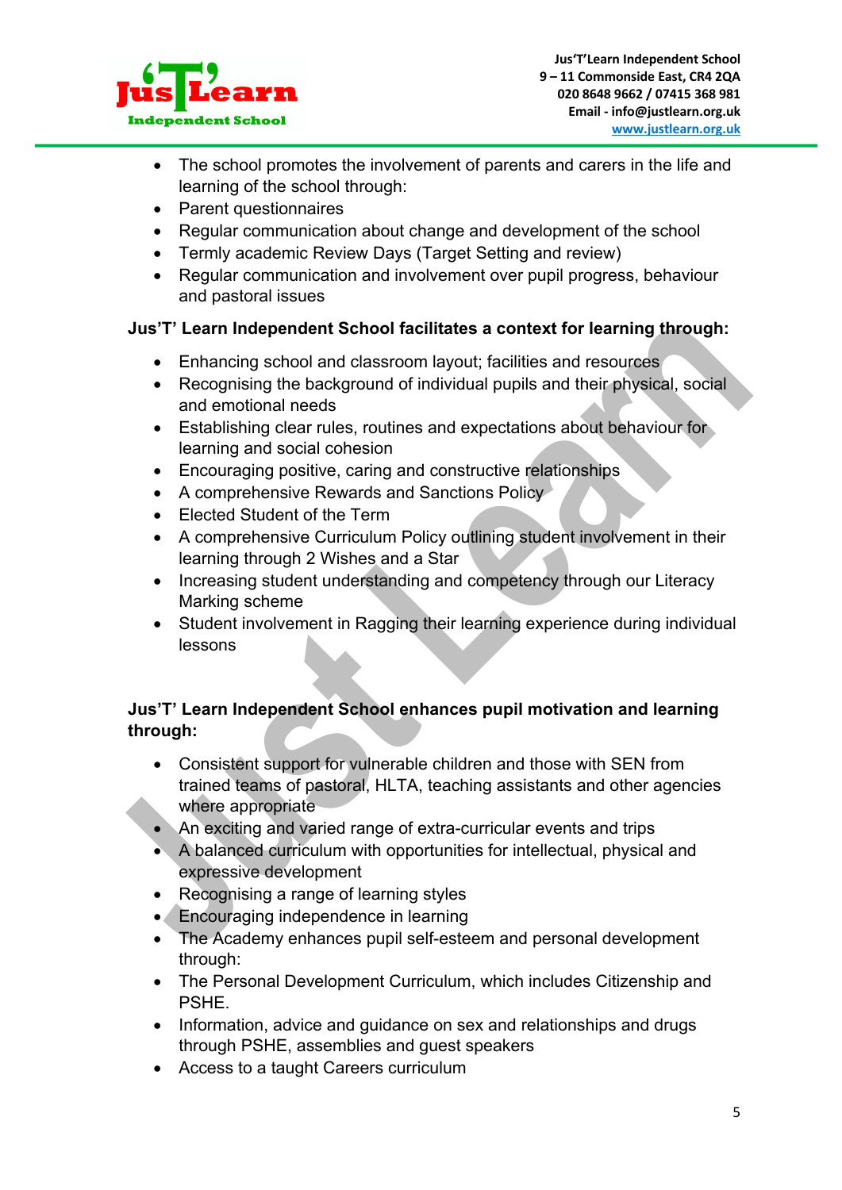- The school promotes the involvement of parents and carers in the life and learning of the school through:
- Parent questionnaires
- Regular communication about change and development of the school
- Termly academic Review Days (Target Setting and review)
- Regular communication and involvement over pupil progress, behaviour and pastoral issues

**Jus'T' Learn Independent School facilitates a context for learning through:**

- Enhancing school and classroom layout; facilities and resources
- Recognising the background of individual pupils and their physical, social and emotional needs
- Establishing clear rules, routines and expectations about behaviour for learning and social cohesion
- Encouraging positive, caring and constructive relationships
- A comprehensive Rewards and Sanctions Policy
- Elected Student of the Term
- A comprehensive Curriculum Policy outlining student involvement in their learning through 2 Wishes and a Star
- Increasing student understanding and competency through our Literacy Marking scheme
- Student involvement in Ragging their learning experience during individual lessons

**Jus'T' Learn Independent School enhances pupil motivation and learning through:**

- Consistent support for vulnerable children and those with SEN from trained teams of pastoral, HLTA, teaching assistants and other agencies where appropriate
- An exciting and varied range of extra-curricular events and trips
- A balanced curriculum with opportunities for intellectual, physical and expressive development
- Recognising a range of learning styles
- Encouraging independence in learning
- The Academy enhances pupil self-esteem and personal development through:
- The Personal Development Curriculum, which includes Citizenship and PSHE.
- Information, advice and guidance on sex and relationships and drugs through PSHE, assemblies and guest speakers
- Access to a taught Careers curriculum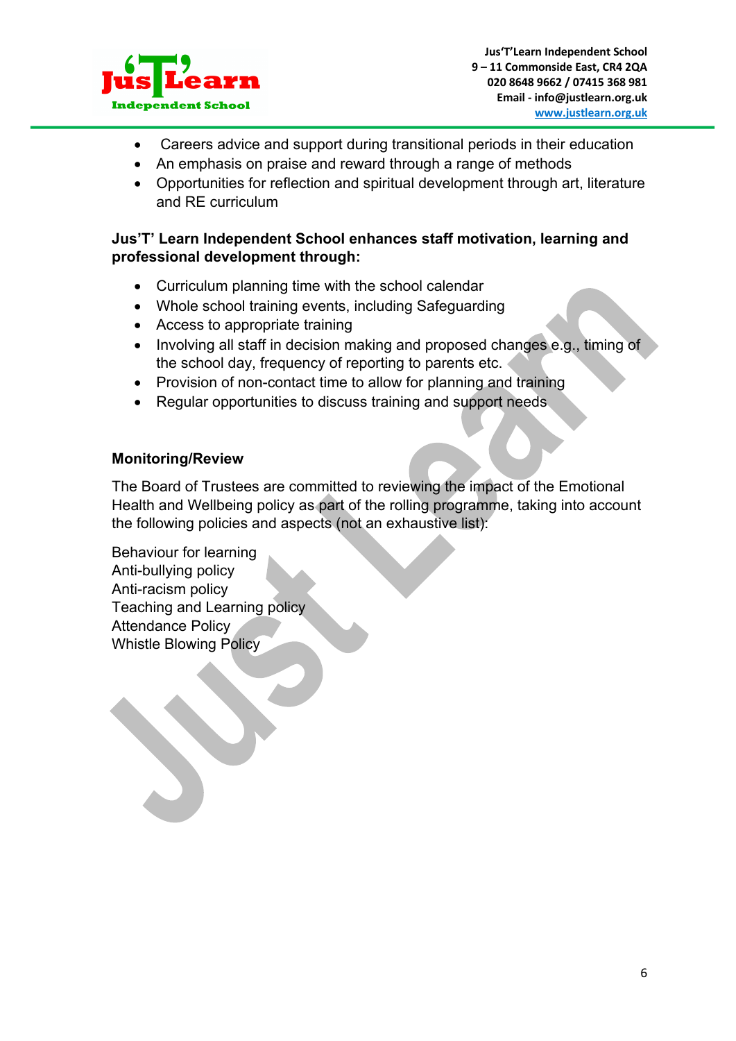- Careers advice and support during transitional periods in their education
- An emphasis on praise and reward through a range of methods
- Opportunities for reflection and spiritual development through art, literature and RE curriculum

**Jus'T' Learn Independent School enhances staff motivation, learning and professional development through:**

- Curriculum planning time with the school calendar
- Whole school training events, including Safeguarding
- Access to appropriate training
- Involving all staff in decision making and proposed changes e.g., timing of the school day, frequency of reporting to parents etc.
- Provision of non-contact time to allow for planning and training
- Regular opportunities to discuss training and support needs

**Monitoring/Review**

The Board of Trustees are committed to reviewing the impact of the Emotional Health and Wellbeing policy as part of the rolling programme, taking into account the following policies and aspects (not an exhaustive list):

Behaviour for learning
Anti-bullying policy
Anti-racism policy
Teaching and Learning policy
Attendance Policy
Whistle Blowing Policy